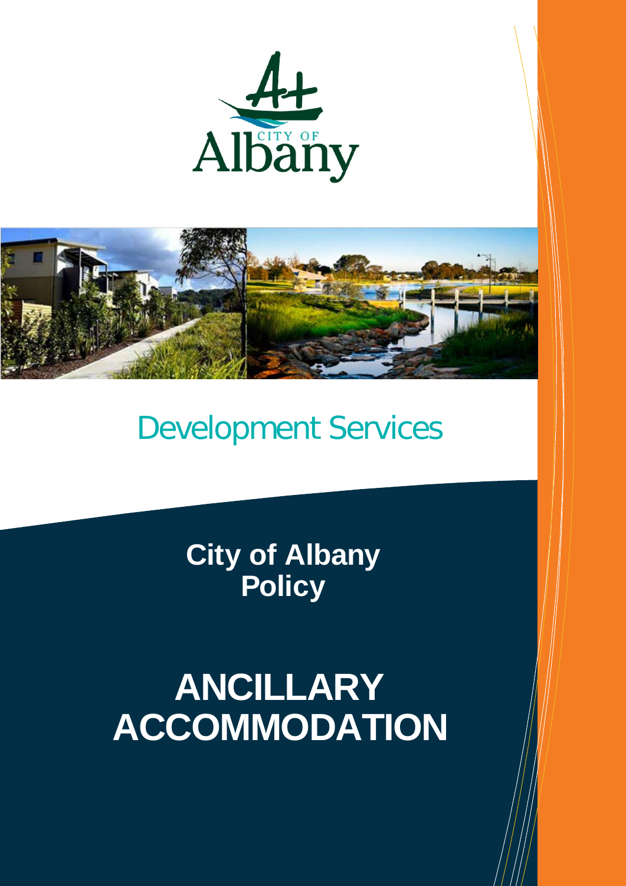Development Services

**City of Albany Policy**

# ANCILLARY ACCOMMODATION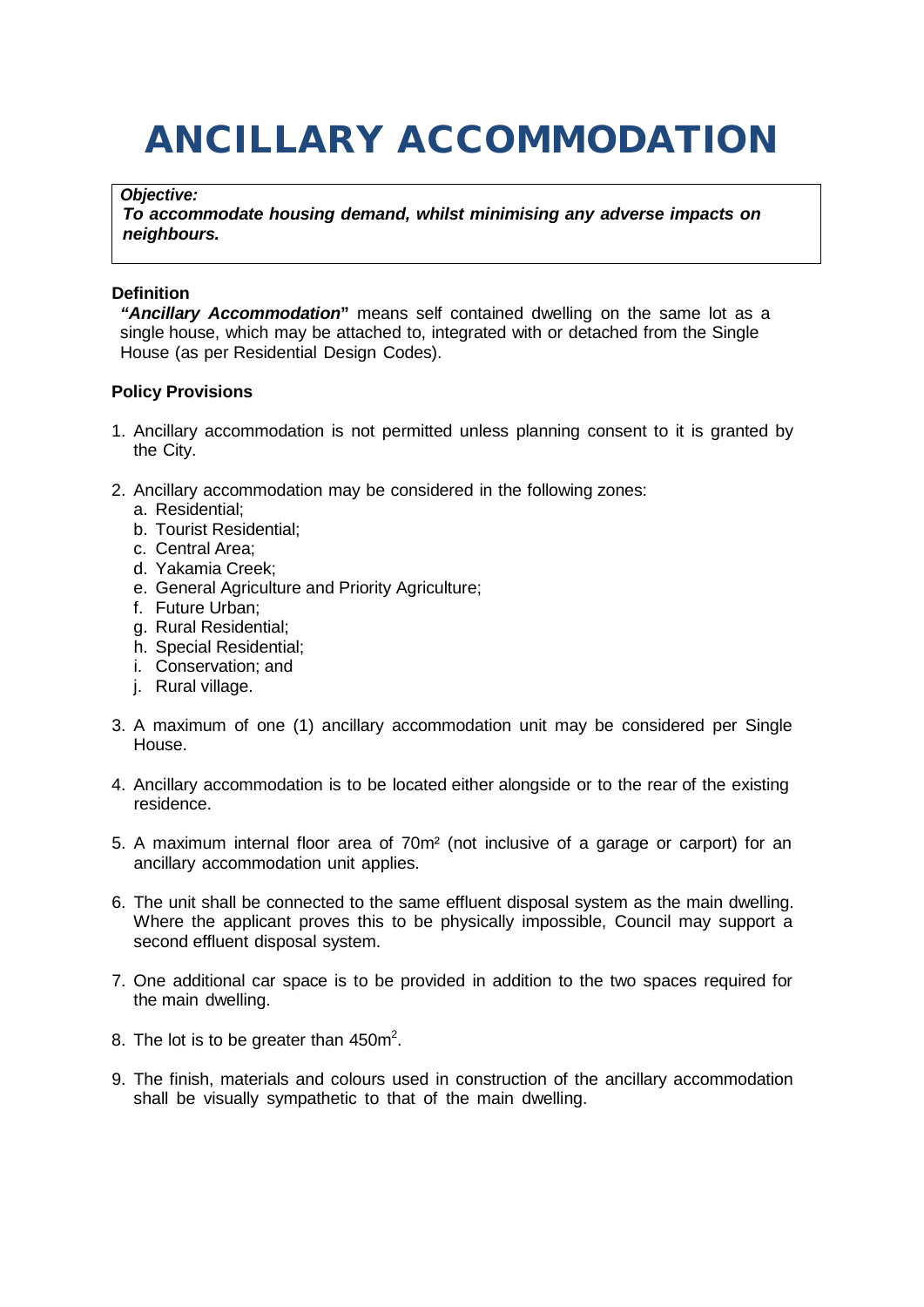# ANCILLARY ACCOMMODATION

***Objective:***
***To accommodate housing demand, whilst minimising any adverse impacts on neighbours.***

**Definition**

***"Ancillary Accommodation*"** means self contained dwelling on the same lot as a single house, which may be attached to, integrated with or detached from the Single House (as per Residential Design Codes).

**Policy Provisions**

1. Ancillary accommodation is not permitted unless planning consent to it is granted by the City.
2. Ancillary accommodation may be considered in the following zones:
   a. Residential;
   b. Tourist Residential;
   c. Central Area;
   d. Yakamia Creek;
   e. General Agriculture and Priority Agriculture;
   f. Future Urban;
   g. Rural Residential;
   h. Special Residential;
   i. Conservation; and
   j. Rural village.
3. A maximum of one (1) ancillary accommodation unit may be considered per Single House.
4. Ancillary accommodation is to be located either alongside or to the rear of the existing residence.
5. A maximum internal floor area of 70m² (not inclusive of a garage or carport) for an ancillary accommodation unit applies.
6. The unit shall be connected to the same effluent disposal system as the main dwelling. Where the applicant proves this to be physically impossible, Council may support a second effluent disposal system.
7. One additional car space is to be provided in addition to the two spaces required for the main dwelling.
8. The lot is to be greater than $450m^2$.
9. The finish, materials and colours used in construction of the ancillary accommodation shall be visually sympathetic to that of the main dwelling.